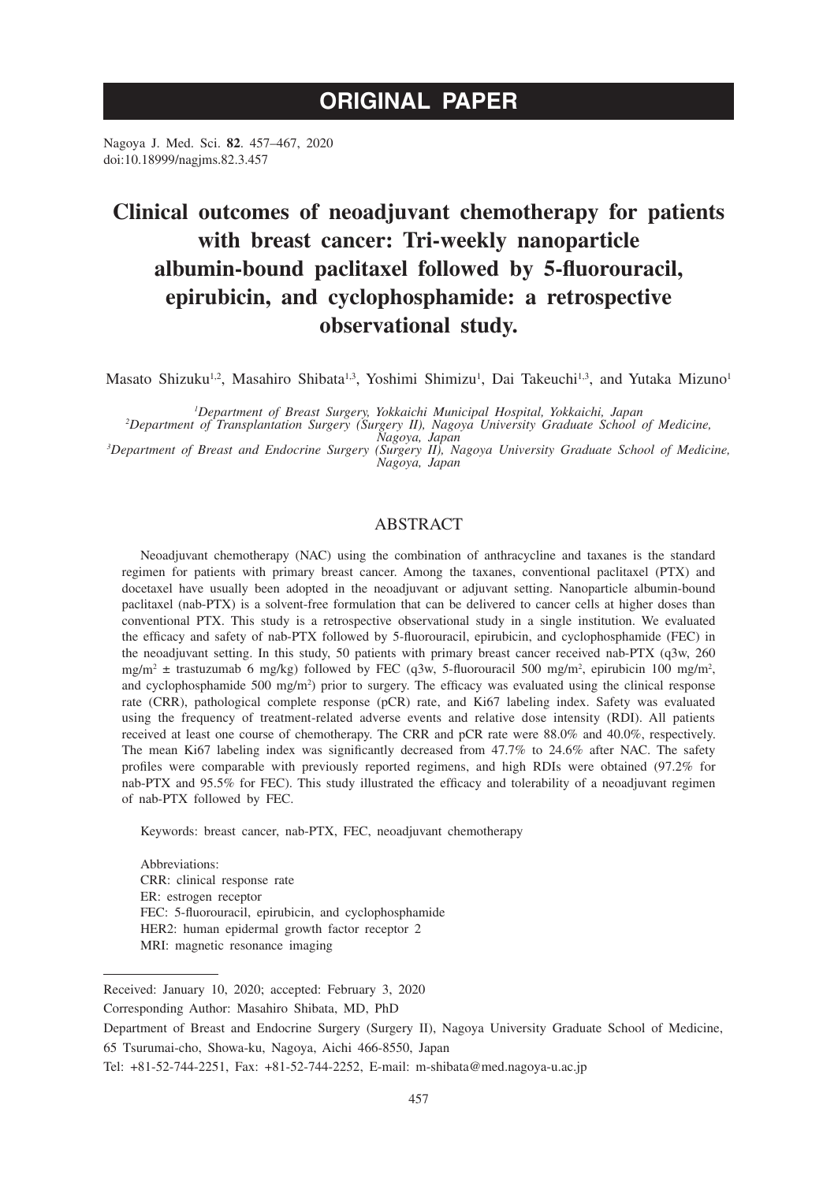# ORIGINAL PAPER

Nagoya J. Med. Sci. **82**. 457–467, 2020
doi:10.18999/nagjms.82.3.457

# Clinical outcomes of neoadjuvant chemotherapy for patients with breast cancer: Tri-weekly nanoparticle albumin-bound paclitaxel followed by 5-fluorouracil, epirubicin, and cyclophosphamide: a retrospective observational study.

Masato Shizuku[1,2], Masahiro Shibata[1,3], Yoshimi Shimizu[1], Dai Takeuchi[1,3], and Yutaka Mizuno[1]

[1]*Department of Breast Surgery, Yokkaichi Municipal Hospital, Yokkaichi, Japan*
[2]*Department of Transplantation Surgery (Surgery II), Nagoya University Graduate School of Medicine, Nagoya, Japan*
[3]*Department of Breast and Endocrine Surgery (Surgery II), Nagoya University Graduate School of Medicine, Nagoya, Japan*

## ABSTRACT

Neoadjuvant chemotherapy (NAC) using the combination of anthracycline and taxanes is the standard regimen for patients with primary breast cancer. Among the taxanes, conventional paclitaxel (PTX) and docetaxel have usually been adopted in the neoadjuvant or adjuvant setting. Nanoparticle albumin-bound paclitaxel (nab-PTX) is a solvent-free formulation that can be delivered to cancer cells at higher doses than conventional PTX. This study is a retrospective observational study in a single institution. We evaluated the efficacy and safety of nab-PTX followed by 5-fluorouracil, epirubicin, and cyclophosphamide (FEC) in the neoadjuvant setting. In this study, 50 patients with primary breast cancer received nab-PTX (q3w, 260 mg/m$^2$ ± trastuzumab 6 mg/kg) followed by FEC (q3w, 5-fluorouracil 500 mg/m$^2$, epirubicin 100 mg/m$^2$, and cyclophosphamide 500 mg/m$^2$) prior to surgery. The efficacy was evaluated using the clinical response rate (CRR), pathological complete response (pCR) rate, and Ki67 labeling index. Safety was evaluated using the frequency of treatment-related adverse events and relative dose intensity (RDI). All patients received at least one course of chemotherapy. The CRR and pCR rate were 88.0% and 40.0%, respectively. The mean Ki67 labeling index was significantly decreased from 47.7% to 24.6% after NAC. The safety profiles were comparable with previously reported regimens, and high RDIs were obtained (97.2% for nab-PTX and 95.5% for FEC). This study illustrated the efficacy and tolerability of a neoadjuvant regimen of nab-PTX followed by FEC.

Keywords: breast cancer, nab-PTX, FEC, neoadjuvant chemotherapy

Abbreviations:
CRR: clinical response rate
ER: estrogen receptor
FEC: 5-fluorouracil, epirubicin, and cyclophosphamide
HER2: human epidermal growth factor receptor 2
MRI: magnetic resonance imaging

---

Received: January 10, 2020; accepted: February 3, 2020

Corresponding Author: Masahiro Shibata, MD, PhD

Department of Breast and Endocrine Surgery (Surgery II), Nagoya University Graduate School of Medicine, 65 Tsurumai-cho, Showa-ku, Nagoya, Aichi 466-8550, Japan

Tel: +81-52-744-2251, Fax: +81-52-744-2252, E-mail: m-shibata@med.nagoya-u.ac.jp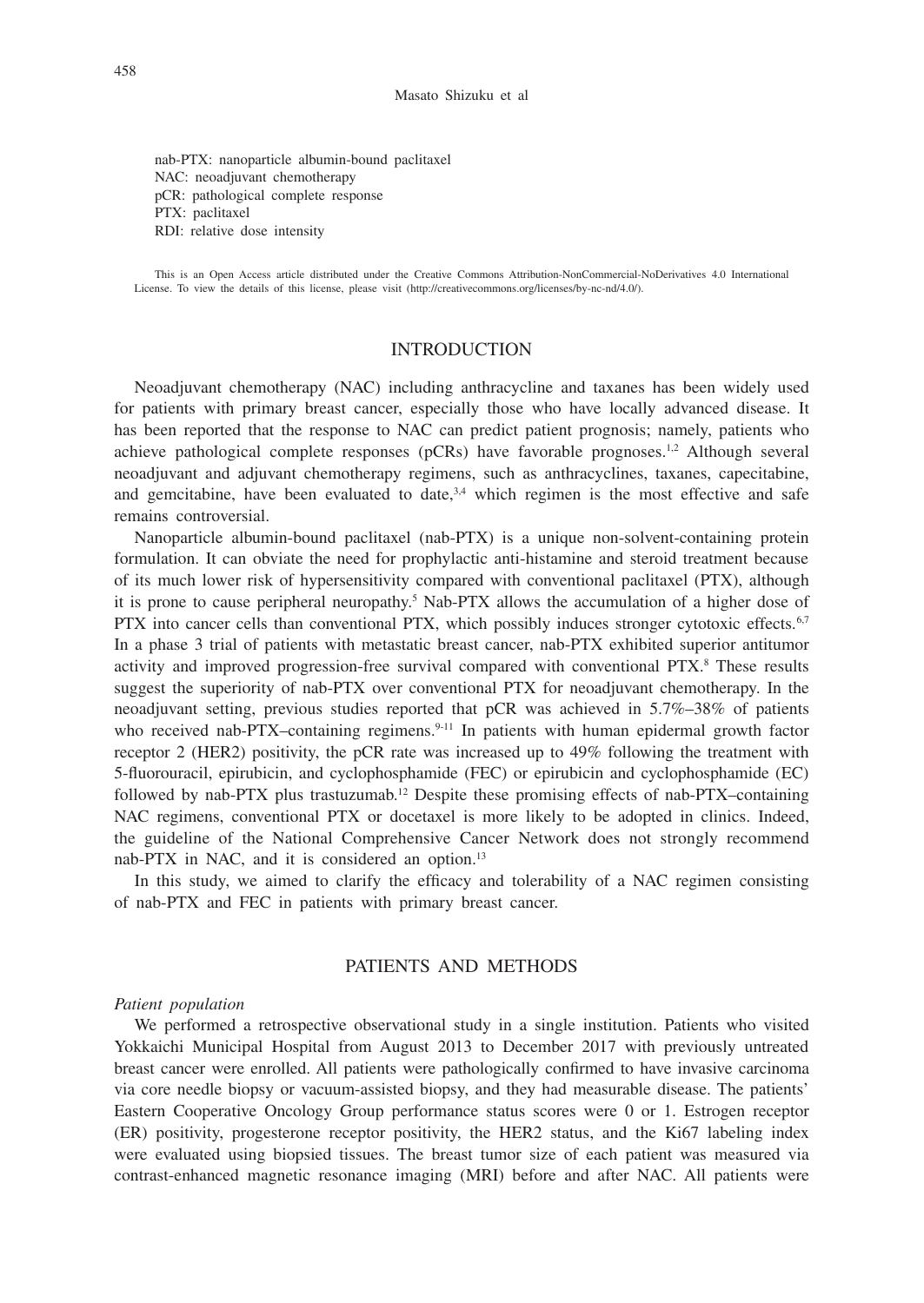nab-PTX: nanoparticle albumin-bound paclitaxel
NAC: neoadjuvant chemotherapy
pCR: pathological complete response
PTX: paclitaxel
RDI: relative dose intensity

This is an Open Access article distributed under the Creative Commons Attribution-NonCommercial-NoDerivatives 4.0 International License. To view the details of this license, please visit (http://creativecommons.org/licenses/by-nc-nd/4.0/).

## INTRODUCTION

Neoadjuvant chemotherapy (NAC) including anthracycline and taxanes has been widely used for patients with primary breast cancer, especially those who have locally advanced disease. It has been reported that the response to NAC can predict patient prognosis; namely, patients who achieve pathological complete responses (pCRs) have favorable prognoses.[1,2] Although several neoadjuvant and adjuvant chemotherapy regimens, such as anthracyclines, taxanes, capecitabine, and gemcitabine, have been evaluated to date,[3,4] which regimen is the most effective and safe remains controversial.

Nanoparticle albumin-bound paclitaxel (nab-PTX) is a unique non-solvent-containing protein formulation. It can obviate the need for prophylactic anti-histamine and steroid treatment because of its much lower risk of hypersensitivity compared with conventional paclitaxel (PTX), although it is prone to cause peripheral neuropathy.[5] Nab-PTX allows the accumulation of a higher dose of PTX into cancer cells than conventional PTX, which possibly induces stronger cytotoxic effects.[6,7] In a phase 3 trial of patients with metastatic breast cancer, nab-PTX exhibited superior antitumor activity and improved progression-free survival compared with conventional PTX.[8] These results suggest the superiority of nab-PTX over conventional PTX for neoadjuvant chemotherapy. In the neoadjuvant setting, previous studies reported that pCR was achieved in 5.7%–38% of patients who received nab-PTX–containing regimens.[9-11] In patients with human epidermal growth factor receptor 2 (HER2) positivity, the pCR rate was increased up to 49% following the treatment with 5-fluorouracil, epirubicin, and cyclophosphamide (FEC) or epirubicin and cyclophosphamide (EC) followed by nab-PTX plus trastuzumab.[12] Despite these promising effects of nab-PTX–containing NAC regimens, conventional PTX or docetaxel is more likely to be adopted in clinics. Indeed, the guideline of the National Comprehensive Cancer Network does not strongly recommend nab-PTX in NAC, and it is considered an option.[13]

In this study, we aimed to clarify the efficacy and tolerability of a NAC regimen consisting of nab-PTX and FEC in patients with primary breast cancer.

## PATIENTS AND METHODS

### *Patient population*

We performed a retrospective observational study in a single institution. Patients who visited Yokkaichi Municipal Hospital from August 2013 to December 2017 with previously untreated breast cancer were enrolled. All patients were pathologically confirmed to have invasive carcinoma via core needle biopsy or vacuum-assisted biopsy, and they had measurable disease. The patients' Eastern Cooperative Oncology Group performance status scores were 0 or 1. Estrogen receptor (ER) positivity, progesterone receptor positivity, the HER2 status, and the Ki67 labeling index were evaluated using biopsied tissues. The breast tumor size of each patient was measured via contrast-enhanced magnetic resonance imaging (MRI) before and after NAC. All patients were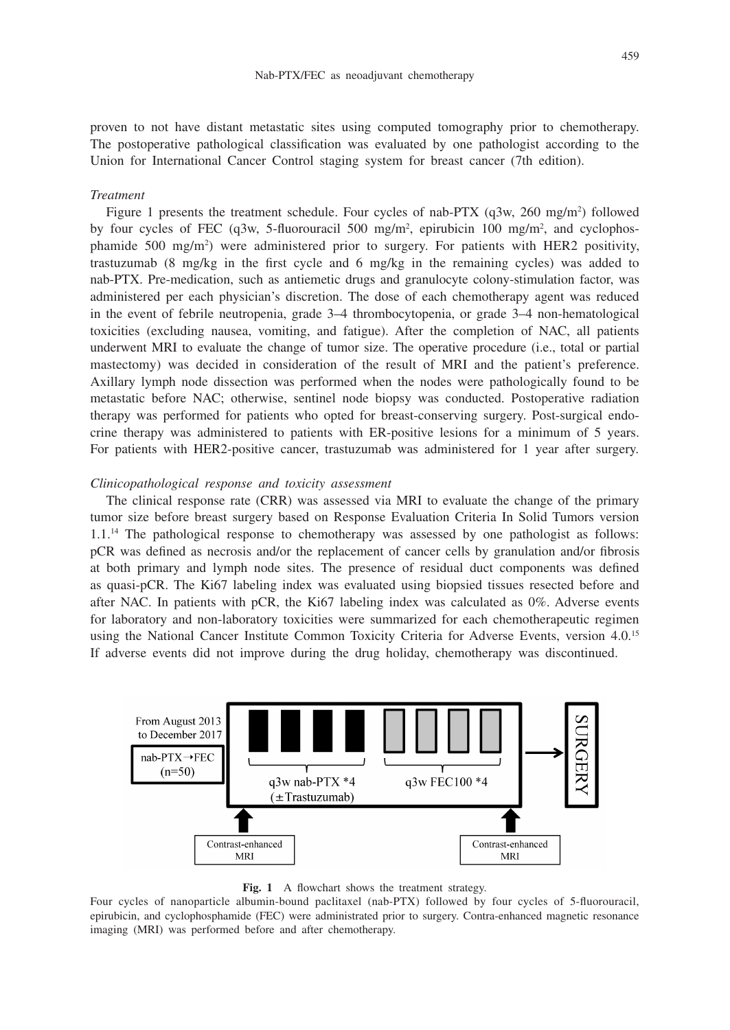proven to not have distant metastatic sites using computed tomography prior to chemotherapy. The postoperative pathological classification was evaluated by one pathologist according to the Union for International Cancer Control staging system for breast cancer (7th edition).

### *Treatment*

Figure 1 presents the treatment schedule. Four cycles of nab-PTX (q3w, 260 mg/m$^2$) followed by four cycles of FEC (q3w, 5-fluorouracil 500 mg/m$^2$, epirubicin 100 mg/m$^2$, and cyclophosphamide 500 mg/m$^2$) were administered prior to surgery. For patients with HER2 positivity, trastuzumab (8 mg/kg in the first cycle and 6 mg/kg in the remaining cycles) was added to nab-PTX. Pre-medication, such as antiemetic drugs and granulocyte colony-stimulation factor, was administered per each physician's discretion. The dose of each chemotherapy agent was reduced in the event of febrile neutropenia, grade 3–4 thrombocytopenia, or grade 3–4 non-hematological toxicities (excluding nausea, vomiting, and fatigue). After the completion of NAC, all patients underwent MRI to evaluate the change of tumor size. The operative procedure (i.e., total or partial mastectomy) was decided in consideration of the result of MRI and the patient's preference. Axillary lymph node dissection was performed when the nodes were pathologically found to be metastatic before NAC; otherwise, sentinel node biopsy was conducted. Postoperative radiation therapy was performed for patients who opted for breast-conserving surgery. Post-surgical endocrine therapy was administered to patients with ER-positive lesions for a minimum of 5 years. For patients with HER2-positive cancer, trastuzumab was administered for 1 year after surgery.

### *Clinicopathological response and toxicity assessment*

The clinical response rate (CRR) was assessed via MRI to evaluate the change of the primary tumor size before breast surgery based on Response Evaluation Criteria In Solid Tumors version 1.1.[14] The pathological response to chemotherapy was assessed by one pathologist as follows: pCR was defined as necrosis and/or the replacement of cancer cells by granulation and/or fibrosis at both primary and lymph node sites. The presence of residual duct components was defined as quasi-pCR. The Ki67 labeling index was evaluated using biopsied tissues resected before and after NAC. In patients with pCR, the Ki67 labeling index was calculated as 0%. Adverse events for laboratory and non-laboratory toxicities were summarized for each chemotherapeutic regimen using the National Cancer Institute Common Toxicity Criteria for Adverse Events, version 4.0.[15] If adverse events did not improve during the drug holiday, chemotherapy was discontinued.

From August 2013 to December 2017

nab-PTX→FEC (n=50)

q3w nab-PTX *4 (±Trastuzumab) | q3w FEC100 *4 → SURGERY

Contrast-enhanced MRI | Contrast-enhanced MRI

**Fig. 1** A flowchart shows the treatment strategy.

Four cycles of nanoparticle albumin-bound paclitaxel (nab-PTX) followed by four cycles of 5-fluorouracil, epirubicin, and cyclophosphamide (FEC) were administrated prior to surgery. Contra-enhanced magnetic resonance imaging (MRI) was performed before and after chemotherapy.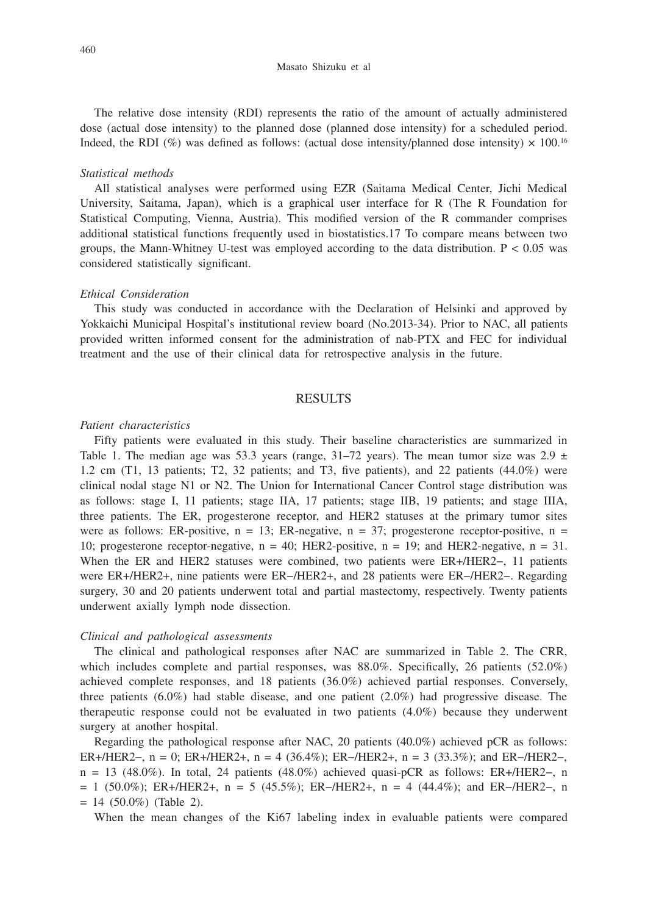The relative dose intensity (RDI) represents the ratio of the amount of actually administered dose (actual dose intensity) to the planned dose (planned dose intensity) for a scheduled period. Indeed, the RDI (%) was defined as follows: (actual dose intensity/planned dose intensity) × 100.[16]

*Statistical methods*

All statistical analyses were performed using EZR (Saitama Medical Center, Jichi Medical University, Saitama, Japan), which is a graphical user interface for R (The R Foundation for Statistical Computing, Vienna, Austria). This modified version of the R commander comprises additional statistical functions frequently used in biostatistics.17 To compare means between two groups, the Mann-Whitney U-test was employed according to the data distribution. $P < 0.05$ was considered statistically significant.

*Ethical Consideration*

This study was conducted in accordance with the Declaration of Helsinki and approved by Yokkaichi Municipal Hospital's institutional review board (No.2013-34). Prior to NAC, all patients provided written informed consent for the administration of nab-PTX and FEC for individual treatment and the use of their clinical data for retrospective analysis in the future.

## RESULTS

*Patient characteristics*

Fifty patients were evaluated in this study. Their baseline characteristics are summarized in Table 1. The median age was 53.3 years (range, 31–72 years). The mean tumor size was 2.9 ± 1.2 cm (T1, 13 patients; T2, 32 patients; and T3, five patients), and 22 patients (44.0%) were clinical nodal stage N1 or N2. The Union for International Cancer Control stage distribution was as follows: stage I, 11 patients; stage IIA, 17 patients; stage IIB, 19 patients; and stage IIIA, three patients. The ER, progesterone receptor, and HER2 statuses at the primary tumor sites were as follows: ER-positive, n = 13; ER-negative, n = 37; progesterone receptor-positive, n = 10; progesterone receptor-negative, n = 40; HER2-positive, n = 19; and HER2-negative, n = 31. When the ER and HER2 statuses were combined, two patients were ER+/HER2−, 11 patients were ER+/HER2+, nine patients were ER−/HER2+, and 28 patients were ER−/HER2−. Regarding surgery, 30 and 20 patients underwent total and partial mastectomy, respectively. Twenty patients underwent axially lymph node dissection.

*Clinical and pathological assessments*

The clinical and pathological responses after NAC are summarized in Table 2. The CRR, which includes complete and partial responses, was 88.0%. Specifically, 26 patients (52.0%) achieved complete responses, and 18 patients (36.0%) achieved partial responses. Conversely, three patients (6.0%) had stable disease, and one patient (2.0%) had progressive disease. The therapeutic response could not be evaluated in two patients (4.0%) because they underwent surgery at another hospital.

Regarding the pathological response after NAC, 20 patients (40.0%) achieved pCR as follows: ER+/HER2−, n = 0; ER+/HER2+, n = 4 (36.4%); ER−/HER2+, n = 3 (33.3%); and ER−/HER2−, n = 13 (48.0%). In total, 24 patients (48.0%) achieved quasi-pCR as follows: ER+/HER2−, n = 1 (50.0%); ER+/HER2+, n = 5 (45.5%); ER−/HER2+, n = 4 (44.4%); and ER−/HER2−, n = 14 (50.0%) (Table 2).

When the mean changes of the Ki67 labeling index in evaluable patients were compared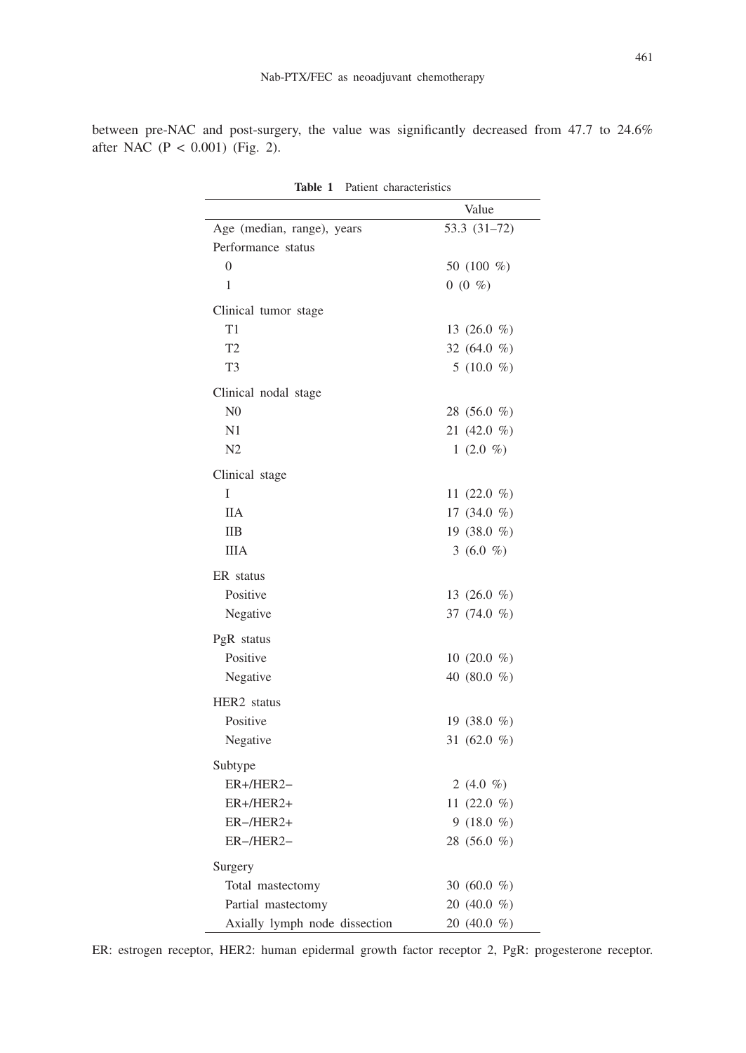between pre-NAC and post-surgery, the value was significantly decreased from 47.7 to 24.6% after NAC ($P < 0.001$) (Fig. 2).

**Table 1** Patient characteristics

| | Value |
|---|---|
| Age (median, range), years | 53.3 (31–72) |
| Performance status | |
| 0 | 50 (100 %) |
| 1 | 0 (0 %) |
| Clinical tumor stage | |
| T1 | 13 (26.0 %) |
| T2 | 32 (64.0 %) |
| T3 | 5 (10.0 %) |
| Clinical nodal stage | |
| N0 | 28 (56.0 %) |
| N1 | 21 (42.0 %) |
| N2 | 1 (2.0 %) |
| Clinical stage | |
| I | 11 (22.0 %) |
| IIA | 17 (34.0 %) |
| IIB | 19 (38.0 %) |
| IIIA | 3 (6.0 %) |
| ER status | |
| Positive | 13 (26.0 %) |
| Negative | 37 (74.0 %) |
| PgR status | |
| Positive | 10 (20.0 %) |
| Negative | 40 (80.0 %) |
| HER2 status | |
| Positive | 19 (38.0 %) |
| Negative | 31 (62.0 %) |
| Subtype | |
| ER+/HER2− | 2 (4.0 %) |
| ER+/HER2+ | 11 (22.0 %) |
| ER−/HER2+ | 9 (18.0 %) |
| ER−/HER2− | 28 (56.0 %) |
| Surgery | |
| Total mastectomy | 30 (60.0 %) |
| Partial mastectomy | 20 (40.0 %) |
| Axially lymph node dissection | 20 (40.0 %) |

ER: estrogen receptor, HER2: human epidermal growth factor receptor 2, PgR: progesterone receptor.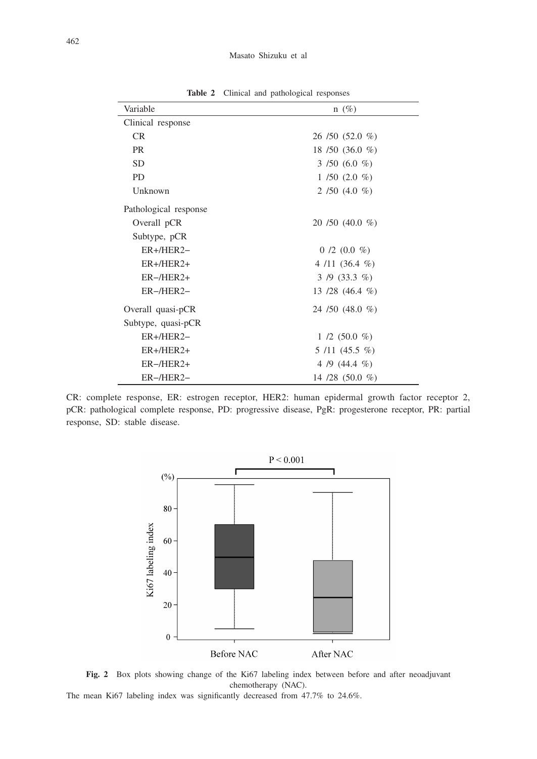**Table 2** Clinical and pathological responses

| Variable | n (%) |
|---|---|
| Clinical response | |
| CR | 26 /50 (52.0 %) |
| PR | 18 /50 (36.0 %) |
| SD | 3 /50 (6.0 %) |
| PD | 1 /50 (2.0 %) |
| Unknown | 2 /50 (4.0 %) |
| Pathological response | |
| Overall pCR | 20 /50 (40.0 %) |
| Subtype, pCR | |
| ER+/HER2− | 0 /2 (0.0 %) |
| ER+/HER2+ | 4 /11 (36.4 %) |
| ER−/HER2+ | 3 /9 (33.3 %) |
| ER−/HER2− | 13 /28 (46.4 %) |
| Overall quasi-pCR | 24 /50 (48.0 %) |
| Subtype, quasi-pCR | |
| ER+/HER2− | 1 /2 (50.0 %) |
| ER+/HER2+ | 5 /11 (45.5 %) |
| ER−/HER2+ | 4 /9 (44.4 %) |
| ER−/HER2− | 14 /28 (50.0 %) |

CR: complete response, ER: estrogen receptor, HER2: human epidermal growth factor receptor 2, pCR: pathological complete response, PD: progressive disease, PgR: progesterone receptor, PR: partial response, SD: stable disease.

**Fig. 2** Box plots showing change of the Ki67 labeling index between before and after neoadjuvant chemotherapy (NAC).

The mean Ki67 labeling index was significantly decreased from 47.7% to 24.6%.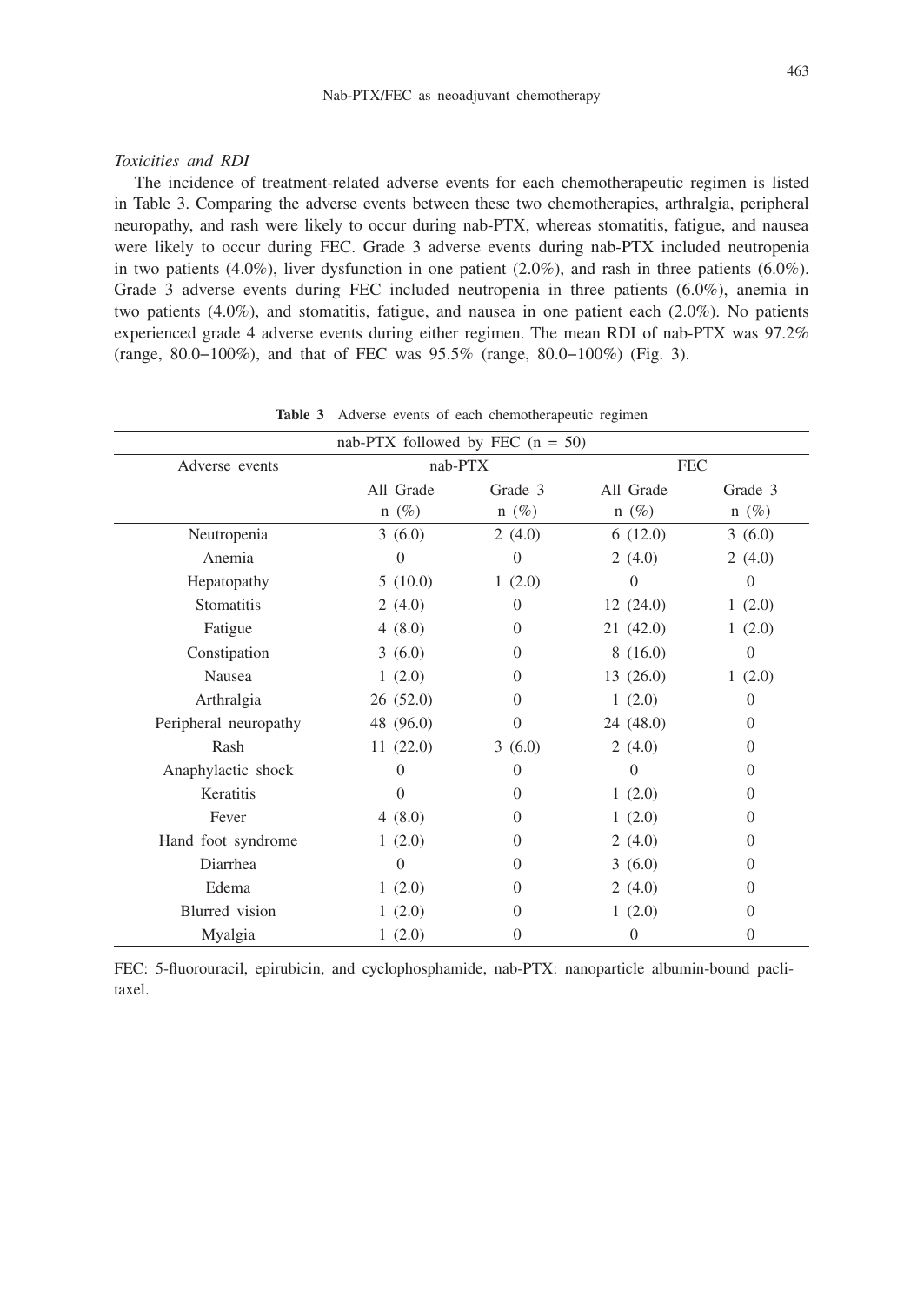### *Toxicities and RDI*

The incidence of treatment-related adverse events for each chemotherapeutic regimen is listed in Table 3. Comparing the adverse events between these two chemotherapies, arthralgia, peripheral neuropathy, and rash were likely to occur during nab-PTX, whereas stomatitis, fatigue, and nausea were likely to occur during FEC. Grade 3 adverse events during nab-PTX included neutropenia in two patients (4.0%), liver dysfunction in one patient (2.0%), and rash in three patients (6.0%). Grade 3 adverse events during FEC included neutropenia in three patients (6.0%), anemia in two patients (4.0%), and stomatitis, fatigue, and nausea in one patient each (2.0%). No patients experienced grade 4 adverse events during either regimen. The mean RDI of nab-PTX was 97.2% (range, 80.0–100%), and that of FEC was 95.5% (range, 80.0–100%) (Fig. 3).

**Table 3** Adverse events of each chemotherapeutic regimen

| nab-PTX followed by FEC (n = 50) | | | | |
|---|---|---|---|---|
| Adverse events | nab-PTX | | FEC | |
| | All Grade n (%) | Grade 3 n (%) | All Grade n (%) | Grade 3 n (%) |
| Neutropenia | 3 (6.0) | 2 (4.0) | 6 (12.0) | 3 (6.0) |
| Anemia | 0 | 0 | 2 (4.0) | 2 (4.0) |
| Hepatopathy | 5 (10.0) | 1 (2.0) | 0 | 0 |
| Stomatitis | 2 (4.0) | 0 | 12 (24.0) | 1 (2.0) |
| Fatigue | 4 (8.0) | 0 | 21 (42.0) | 1 (2.0) |
| Constipation | 3 (6.0) | 0 | 8 (16.0) | 0 |
| Nausea | 1 (2.0) | 0 | 13 (26.0) | 1 (2.0) |
| Arthralgia | 26 (52.0) | 0 | 1 (2.0) | 0 |
| Peripheral neuropathy | 48 (96.0) | 0 | 24 (48.0) | 0 |
| Rash | 11 (22.0) | 3 (6.0) | 2 (4.0) | 0 |
| Anaphylactic shock | 0 | 0 | 0 | 0 |
| Keratitis | 0 | 0 | 1 (2.0) | 0 |
| Fever | 4 (8.0) | 0 | 1 (2.0) | 0 |
| Hand foot syndrome | 1 (2.0) | 0 | 2 (4.0) | 0 |
| Diarrhea | 0 | 0 | 3 (6.0) | 0 |
| Edema | 1 (2.0) | 0 | 2 (4.0) | 0 |
| Blurred vision | 1 (2.0) | 0 | 1 (2.0) | 0 |
| Myalgia | 1 (2.0) | 0 | 0 | 0 |

FEC: 5-fluorouracil, epirubicin, and cyclophosphamide, nab-PTX: nanoparticle albumin-bound paclitaxel.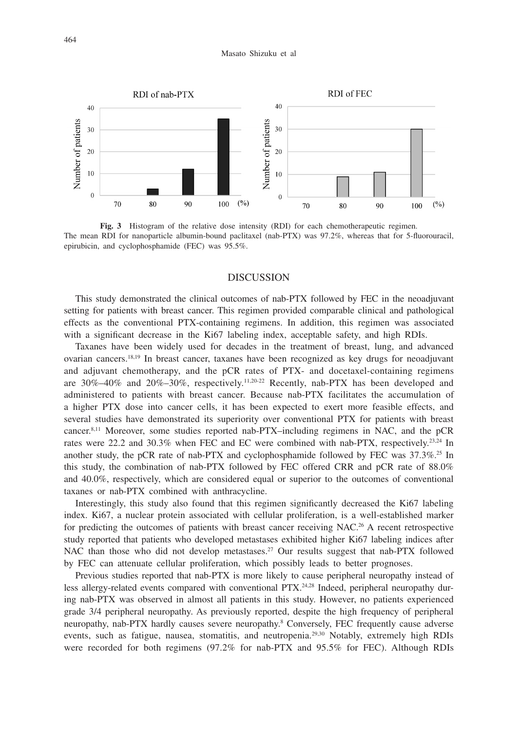**Fig. 3** Histogram of the relative dose intensity (RDI) for each chemotherapeutic regimen.
The mean RDI for nanoparticle albumin-bound paclitaxel (nab-PTX) was 97.2%, whereas that for 5-fluorouracil, epirubicin, and cyclophosphamide (FEC) was 95.5%.

## DISCUSSION

This study demonstrated the clinical outcomes of nab-PTX followed by FEC in the neoadjuvant setting for patients with breast cancer. This regimen provided comparable clinical and pathological effects as the conventional PTX-containing regimens. In addition, this regimen was associated with a significant decrease in the Ki67 labeling index, acceptable safety, and high RDIs.

Taxanes have been widely used for decades in the treatment of breast, lung, and advanced ovarian cancers.[18,19] In breast cancer, taxanes have been recognized as key drugs for neoadjuvant and adjuvant chemotherapy, and the pCR rates of PTX- and docetaxel-containing regimens are 30%–40% and 20%–30%, respectively.[11,20-22] Recently, nab-PTX has been developed and administered to patients with breast cancer. Because nab-PTX facilitates the accumulation of a higher PTX dose into cancer cells, it has been expected to exert more feasible effects, and several studies have demonstrated its superiority over conventional PTX for patients with breast cancer.[8,11] Moreover, some studies reported nab-PTX–including regimens in NAC, and the pCR rates were 22.2 and 30.3% when FEC and EC were combined with nab-PTX, respectively.[23,24] In another study, the pCR rate of nab-PTX and cyclophosphamide followed by FEC was 37.3%.[25] In this study, the combination of nab-PTX followed by FEC offered CRR and pCR rate of 88.0% and 40.0%, respectively, which are considered equal or superior to the outcomes of conventional taxanes or nab-PTX combined with anthracycline.

Interestingly, this study also found that this regimen significantly decreased the Ki67 labeling index. Ki67, a nuclear protein associated with cellular proliferation, is a well-established marker for predicting the outcomes of patients with breast cancer receiving NAC.[26] A recent retrospective study reported that patients who developed metastases exhibited higher Ki67 labeling indices after NAC than those who did not develop metastases.[27] Our results suggest that nab-PTX followed by FEC can attenuate cellular proliferation, which possibly leads to better prognoses.

Previous studies reported that nab-PTX is more likely to cause peripheral neuropathy instead of less allergy-related events compared with conventional PTX.[24,28] Indeed, peripheral neuropathy during nab-PTX was observed in almost all patients in this study. However, no patients experienced grade 3/4 peripheral neuropathy. As previously reported, despite the high frequency of peripheral neuropathy, nab-PTX hardly causes severe neuropathy.[8] Conversely, FEC frequently cause adverse events, such as fatigue, nausea, stomatitis, and neutropenia.[29,30] Notably, extremely high RDIs were recorded for both regimens (97.2% for nab-PTX and 95.5% for FEC). Although RDIs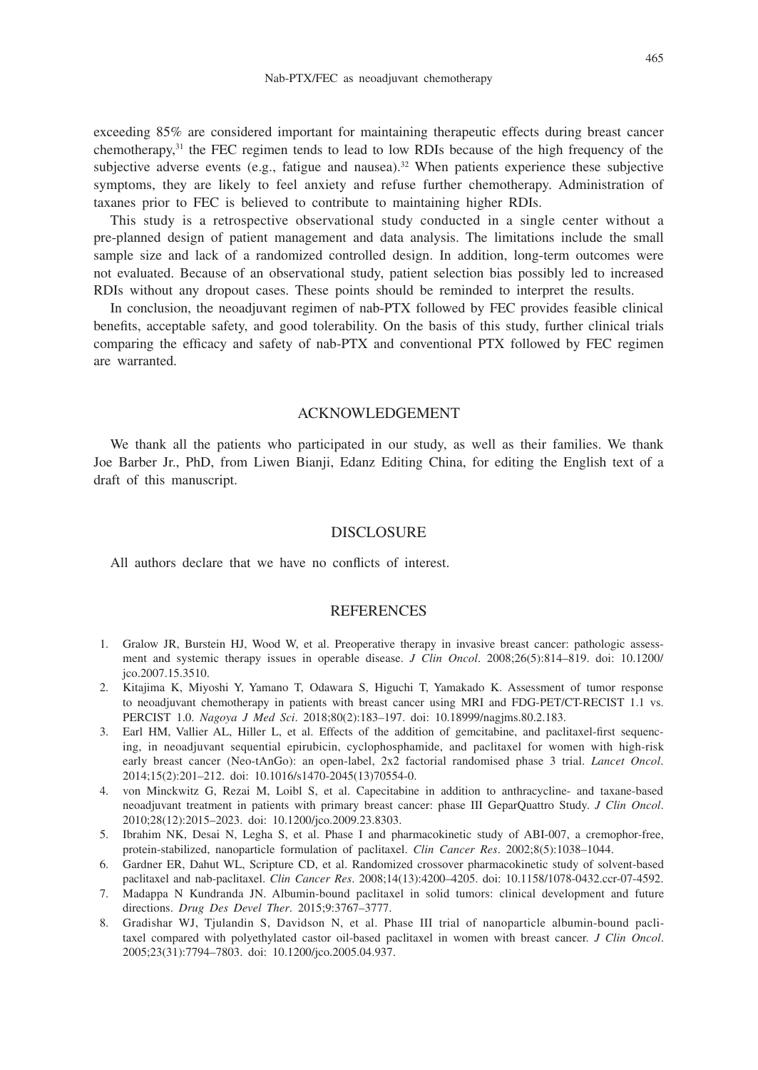exceeding 85% are considered important for maintaining therapeutic effects during breast cancer chemotherapy,[31] the FEC regimen tends to lead to low RDIs because of the high frequency of the subjective adverse events (e.g., fatigue and nausea).[32] When patients experience these subjective symptoms, they are likely to feel anxiety and refuse further chemotherapy. Administration of taxanes prior to FEC is believed to contribute to maintaining higher RDIs.

This study is a retrospective observational study conducted in a single center without a pre-planned design of patient management and data analysis. The limitations include the small sample size and lack of a randomized controlled design. In addition, long-term outcomes were not evaluated. Because of an observational study, patient selection bias possibly led to increased RDIs without any dropout cases. These points should be reminded to interpret the results.

In conclusion, the neoadjuvant regimen of nab-PTX followed by FEC provides feasible clinical benefits, acceptable safety, and good tolerability. On the basis of this study, further clinical trials comparing the efficacy and safety of nab-PTX and conventional PTX followed by FEC regimen are warranted.

## ACKNOWLEDGEMENT

We thank all the patients who participated in our study, as well as their families. We thank Joe Barber Jr., PhD, from Liwen Bianji, Edanz Editing China, for editing the English text of a draft of this manuscript.

## DISCLOSURE

All authors declare that we have no conflicts of interest.

## REFERENCES

1. Gralow JR, Burstein HJ, Wood W, et al. Preoperative therapy in invasive breast cancer: pathologic assessment and systemic therapy issues in operable disease. *J Clin Oncol*. 2008;26(5):814–819. doi: 10.1200/jco.2007.15.3510.
2. Kitajima K, Miyoshi Y, Yamano T, Odawara S, Higuchi T, Yamakado K. Assessment of tumor response to neoadjuvant chemotherapy in patients with breast cancer using MRI and FDG-PET/CT-RECIST 1.1 vs. PERCIST 1.0. *Nagoya J Med Sci*. 2018;80(2):183–197. doi: 10.18999/nagjms.80.2.183.
3. Earl HM, Vallier AL, Hiller L, et al. Effects of the addition of gemcitabine, and paclitaxel-first sequencing, in neoadjuvant sequential epirubicin, cyclophosphamide, and paclitaxel for women with high-risk early breast cancer (Neo-tAnGo): an open-label, 2x2 factorial randomised phase 3 trial. *Lancet Oncol*. 2014;15(2):201–212. doi: 10.1016/s1470-2045(13)70554-0.
4. von Minckwitz G, Rezai M, Loibl S, et al. Capecitabine in addition to anthracycline- and taxane-based neoadjuvant treatment in patients with primary breast cancer: phase III GeparQuattro Study. *J Clin Oncol*. 2010;28(12):2015–2023. doi: 10.1200/jco.2009.23.8303.
5. Ibrahim NK, Desai N, Legha S, et al. Phase I and pharmacokinetic study of ABI-007, a cremophor-free, protein-stabilized, nanoparticle formulation of paclitaxel. *Clin Cancer Res*. 2002;8(5):1038–1044.
6. Gardner ER, Dahut WL, Scripture CD, et al. Randomized crossover pharmacokinetic study of solvent-based paclitaxel and nab-paclitaxel. *Clin Cancer Res*. 2008;14(13):4200–4205. doi: 10.1158/1078-0432.ccr-07-4592.
7. Madappa N Kundranda JN. Albumin-bound paclitaxel in solid tumors: clinical development and future directions. *Drug Des Devel Ther*. 2015;9:3767–3777.
8. Gradishar WJ, Tjulandin S, Davidson N, et al. Phase III trial of nanoparticle albumin-bound paclitaxel compared with polyethylated castor oil-based paclitaxel in women with breast cancer. *J Clin Oncol*. 2005;23(31):7794–7803. doi: 10.1200/jco.2005.04.937.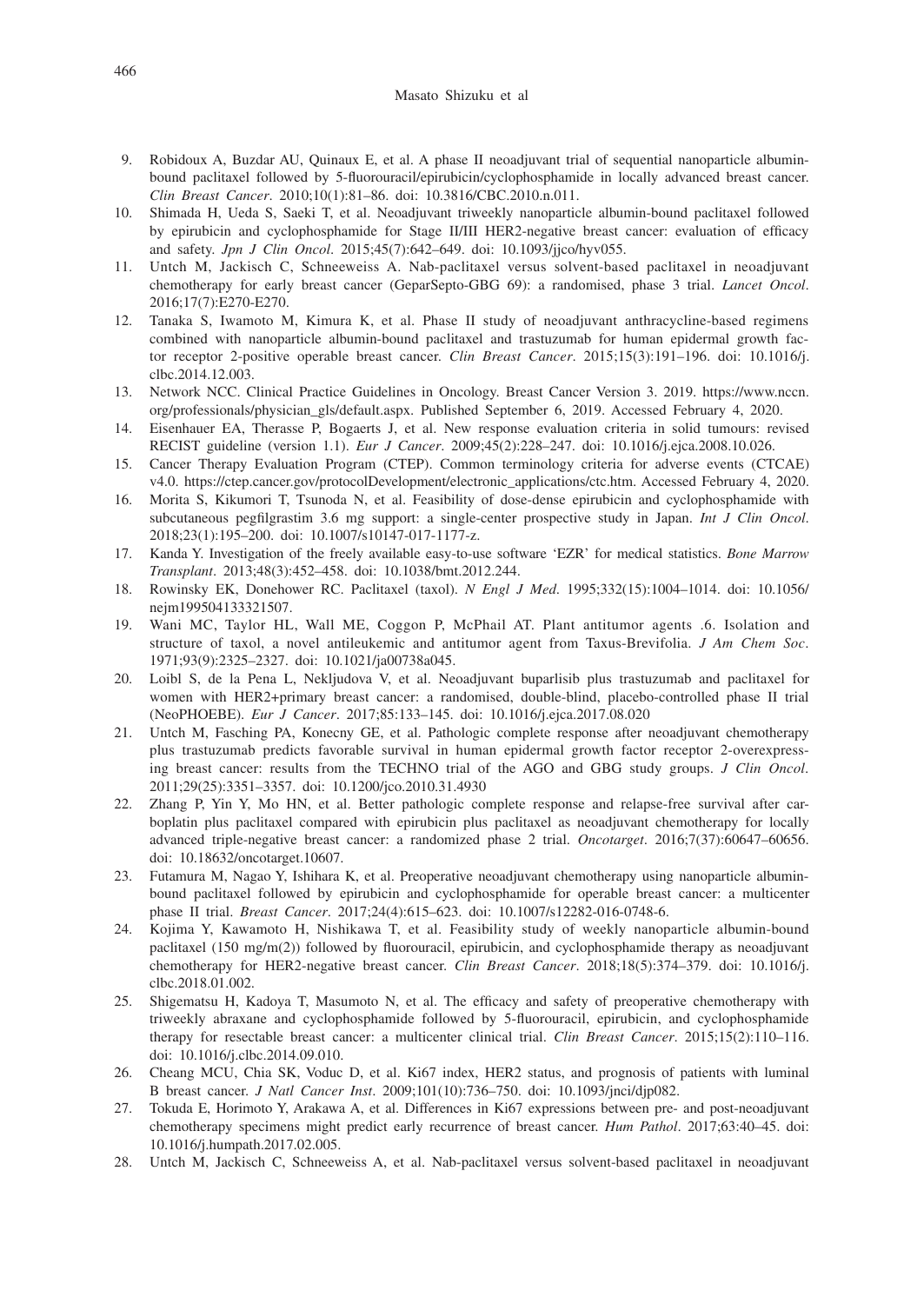9. Robidoux A, Buzdar AU, Quinaux E, et al. A phase II neoadjuvant trial of sequential nanoparticle albumin-bound paclitaxel followed by 5-fluorouracil/epirubicin/cyclophosphamide in locally advanced breast cancer. *Clin Breast Cancer*. 2010;10(1):81–86. doi: 10.3816/CBC.2010.n.011.
10. Shimada H, Ueda S, Saeki T, et al. Neoadjuvant triweekly nanoparticle albumin-bound paclitaxel followed by epirubicin and cyclophosphamide for Stage II/III HER2-negative breast cancer: evaluation of efficacy and safety. *Jpn J Clin Oncol*. 2015;45(7):642–649. doi: 10.1093/jjco/hyv055.
11. Untch M, Jackisch C, Schneeweiss A. Nab-paclitaxel versus solvent-based paclitaxel in neoadjuvant chemotherapy for early breast cancer (GeparSepto-GBG 69): a randomised, phase 3 trial. *Lancet Oncol*. 2016;17(7):E270-E270.
12. Tanaka S, Iwamoto M, Kimura K, et al. Phase II study of neoadjuvant anthracycline-based regimens combined with nanoparticle albumin-bound paclitaxel and trastuzumab for human epidermal growth factor receptor 2-positive operable breast cancer. *Clin Breast Cancer*. 2015;15(3):191–196. doi: 10.1016/j.clbc.2014.12.003.
13. Network NCC. Clinical Practice Guidelines in Oncology. Breast Cancer Version 3. 2019. https://www.nccn.org/professionals/physician_gls/default.aspx. Published September 6, 2019. Accessed February 4, 2020.
14. Eisenhauer EA, Therasse P, Bogaerts J, et al. New response evaluation criteria in solid tumours: revised RECIST guideline (version 1.1). *Eur J Cancer*. 2009;45(2):228–247. doi: 10.1016/j.ejca.2008.10.026.
15. Cancer Therapy Evaluation Program (CTEP). Common terminology criteria for adverse events (CTCAE) v4.0. https://ctep.cancer.gov/protocolDevelopment/electronic_applications/ctc.htm. Accessed February 4, 2020.
16. Morita S, Kikumori T, Tsunoda N, et al. Feasibility of dose-dense epirubicin and cyclophosphamide with subcutaneous pegfilgrastim 3.6 mg support: a single-center prospective study in Japan. *Int J Clin Oncol*. 2018;23(1):195–200. doi: 10.1007/s10147-017-1177-z.
17. Kanda Y. Investigation of the freely available easy-to-use software 'EZR' for medical statistics. *Bone Marrow Transplant*. 2013;48(3):452–458. doi: 10.1038/bmt.2012.244.
18. Rowinsky EK, Donehower RC. Paclitaxel (taxol). *N Engl J Med*. 1995;332(15):1004–1014. doi: 10.1056/nejm199504133321507.
19. Wani MC, Taylor HL, Wall ME, Coggon P, McPhail AT. Plant antitumor agents .6. Isolation and structure of taxol, a novel antileukemic and antitumor agent from Taxus-Brevifolia. *J Am Chem Soc*. 1971;93(9):2325–2327. doi: 10.1021/ja00738a045.
20. Loibl S, de la Pena L, Nekljudova V, et al. Neoadjuvant buparlisib plus trastuzumab and paclitaxel for women with HER2+primary breast cancer: a randomised, double-blind, placebo-controlled phase II trial (NeoPHOEBE). *Eur J Cancer*. 2017;85:133–145. doi: 10.1016/j.ejca.2017.08.020
21. Untch M, Fasching PA, Konecny GE, et al. Pathologic complete response after neoadjuvant chemotherapy plus trastuzumab predicts favorable survival in human epidermal growth factor receptor 2-overexpressing breast cancer: results from the TECHNO trial of the AGO and GBG study groups. *J Clin Oncol*. 2011;29(25):3351–3357. doi: 10.1200/jco.2010.31.4930
22. Zhang P, Yin Y, Mo HN, et al. Better pathologic complete response and relapse-free survival after carboplatin plus paclitaxel compared with epirubicin plus paclitaxel as neoadjuvant chemotherapy for locally advanced triple-negative breast cancer: a randomized phase 2 trial. *Oncotarget*. 2016;7(37):60647–60656. doi: 10.18632/oncotarget.10607.
23. Futamura M, Nagao Y, Ishihara K, et al. Preoperative neoadjuvant chemotherapy using nanoparticle albumin-bound paclitaxel followed by epirubicin and cyclophosphamide for operable breast cancer: a multicenter phase II trial. *Breast Cancer*. 2017;24(4):615–623. doi: 10.1007/s12282-016-0748-6.
24. Kojima Y, Kawamoto H, Nishikawa T, et al. Feasibility study of weekly nanoparticle albumin-bound paclitaxel (150 mg/m(2)) followed by fluorouracil, epirubicin, and cyclophosphamide therapy as neoadjuvant chemotherapy for HER2-negative breast cancer. *Clin Breast Cancer*. 2018;18(5):374–379. doi: 10.1016/j.clbc.2018.01.002.
25. Shigematsu H, Kadoya T, Masumoto N, et al. The efficacy and safety of preoperative chemotherapy with triweekly abraxane and cyclophosphamide followed by 5-fluorouracil, epirubicin, and cyclophosphamide therapy for resectable breast cancer: a multicenter clinical trial. *Clin Breast Cancer*. 2015;15(2):110–116. doi: 10.1016/j.clbc.2014.09.010.
26. Cheang MCU, Chia SK, Voduc D, et al. Ki67 index, HER2 status, and prognosis of patients with luminal B breast cancer. *J Natl Cancer Inst*. 2009;101(10):736–750. doi: 10.1093/jnci/djp082.
27. Tokuda E, Horimoto Y, Arakawa A, et al. Differences in Ki67 expressions between pre- and post-neoadjuvant chemotherapy specimens might predict early recurrence of breast cancer. *Hum Pathol*. 2017;63:40–45. doi: 10.1016/j.humpath.2017.02.005.
28. Untch M, Jackisch C, Schneeweiss A, et al. Nab-paclitaxel versus solvent-based paclitaxel in neoadjuvant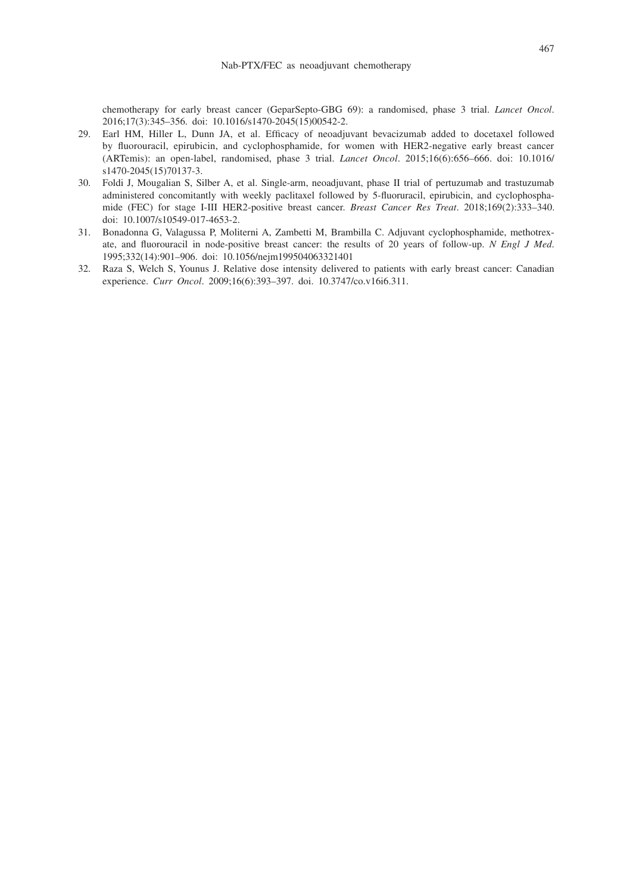chemotherapy for early breast cancer (GeparSepto-GBG 69): a randomised, phase 3 trial. *Lancet Oncol*. 2016;17(3):345–356. doi: 10.1016/s1470-2045(15)00542-2.

29. Earl HM, Hiller L, Dunn JA, et al. Efficacy of neoadjuvant bevacizumab added to docetaxel followed by fluorouracil, epirubicin, and cyclophosphamide, for women with HER2-negative early breast cancer (ARTemis): an open-label, randomised, phase 3 trial. *Lancet Oncol*. 2015;16(6):656–666. doi: 10.1016/s1470-2045(15)70137-3.
30. Foldi J, Mougalian S, Silber A, et al. Single-arm, neoadjuvant, phase II trial of pertuzumab and trastuzumab administered concomitantly with weekly paclitaxel followed by 5-fluoruracil, epirubicin, and cyclophosphamide (FEC) for stage I-III HER2-positive breast cancer. *Breast Cancer Res Treat*. 2018;169(2):333–340. doi: 10.1007/s10549-017-4653-2.
31. Bonadonna G, Valagussa P, Moliterni A, Zambetti M, Brambilla C. Adjuvant cyclophosphamide, methotrexate, and fluorouracil in node-positive breast cancer: the results of 20 years of follow-up. *N Engl J Med*. 1995;332(14):901–906. doi: 10.1056/nejm199504063321401
32. Raza S, Welch S, Younus J. Relative dose intensity delivered to patients with early breast cancer: Canadian experience. *Curr Oncol*. 2009;16(6):393–397. doi. 10.3747/co.v16i6.311.